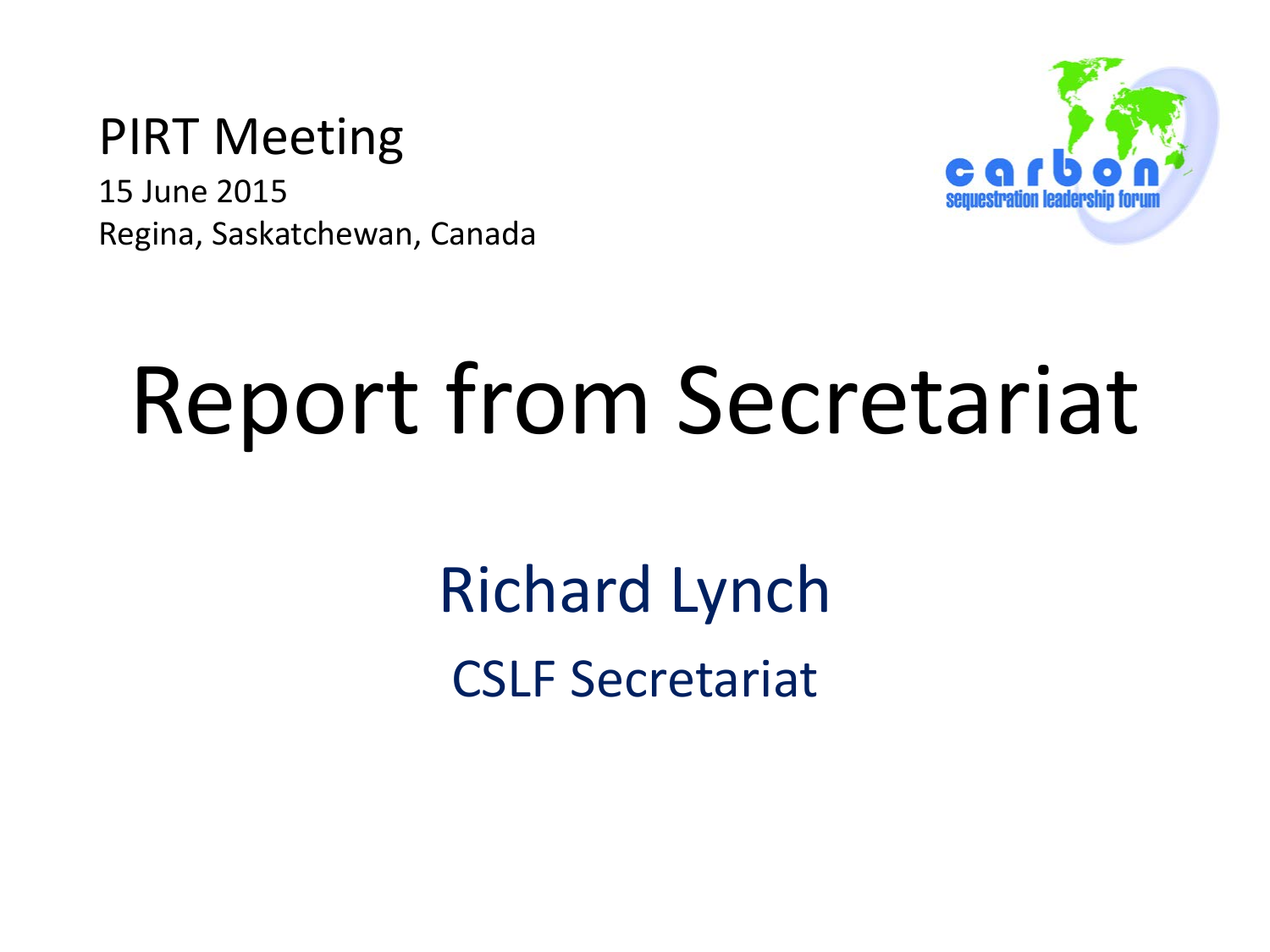PIRT Meeting

15 June 2015

Regina, Saskatchewan, Canada

carbon sequestration leadership forum

# Report from Secretariat

Richard Lynch

CSLF Secretariat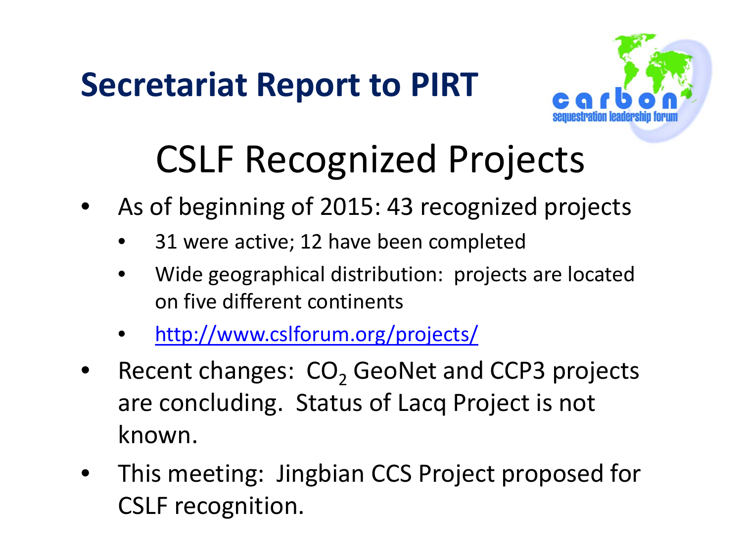# Secretariat Report to PIRT

## CSLF Recognized Projects

- As of beginning of 2015: 43 recognized projects
  - 31 were active; 12 have been completed
  - Wide geographical distribution: projects are located on five different continents
  - http://www.cslforum.org/projects/
- Recent changes: $CO_2$ GeoNet and CCP3 projects are concluding. Status of Lacq Project is not known.
- This meeting: Jingbian CCS Project proposed for CSLF recognition.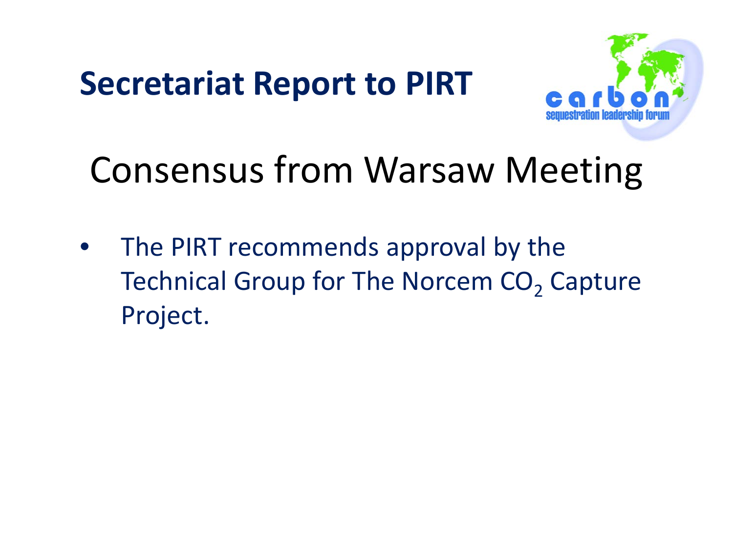# Secretariat Report to PIRT

## Consensus from Warsaw Meeting

- The PIRT recommends approval by the Technical Group for The Norcem $CO_2$ Capture Project.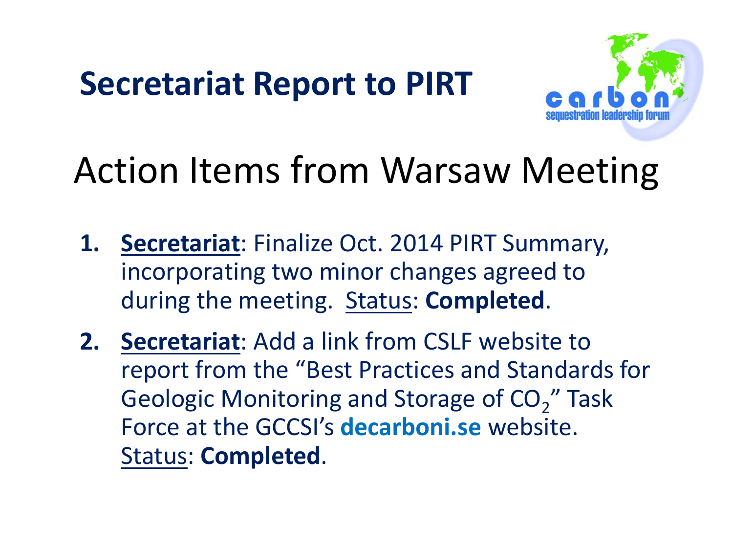# Secretariat Report to PIRT

## Action Items from Warsaw Meeting

1. **Secretariat**: Finalize Oct. 2014 PIRT Summary, incorporating two minor changes agreed to during the meeting. Status: **Completed**.
2. **Secretariat**: Add a link from CSLF website to report from the "Best Practices and Standards for Geologic Monitoring and Storage of $CO_2$" Task Force at the GCCSI's **decarboni.se** website. Status: **Completed**.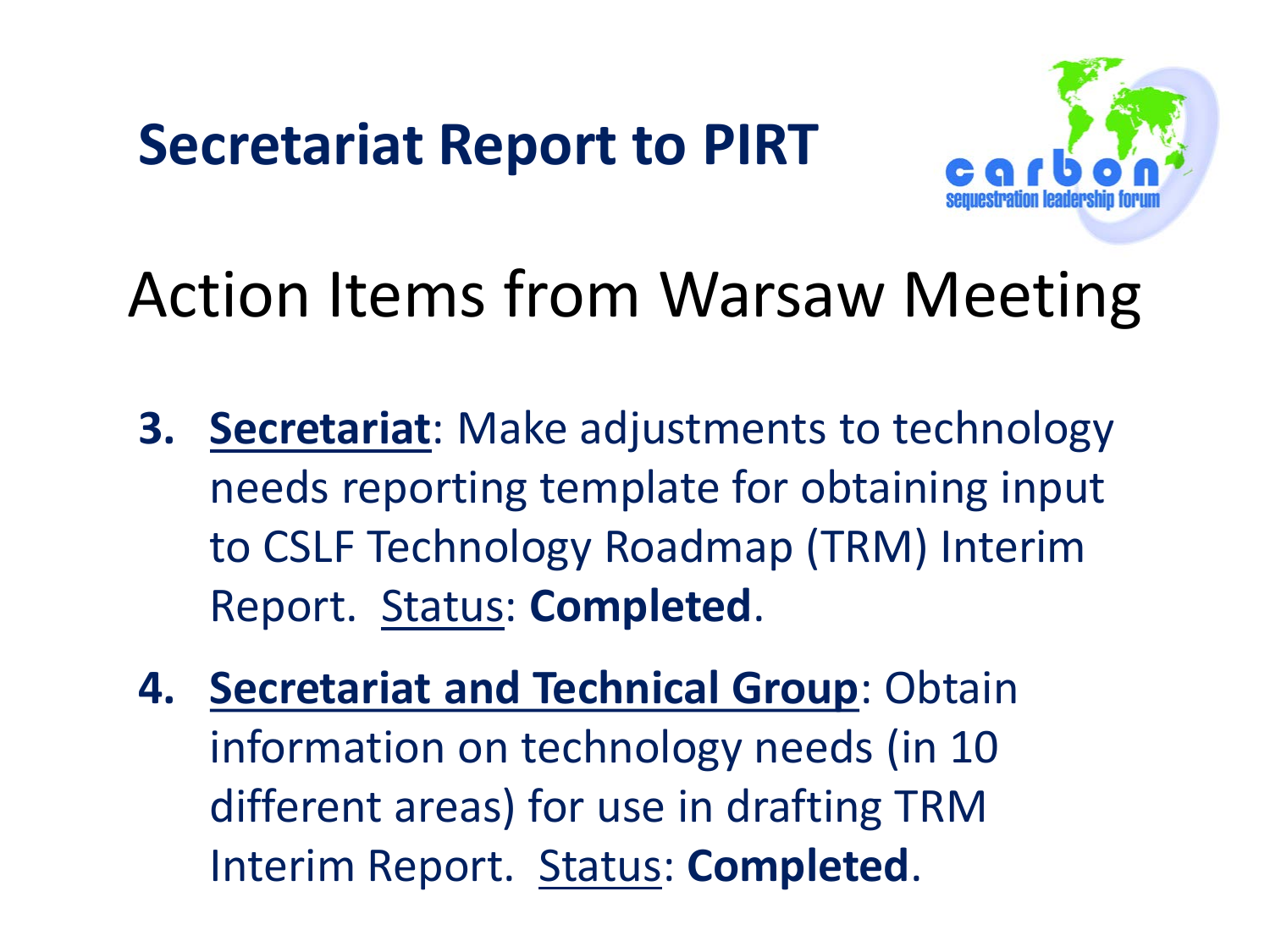# Secretariat Report to PIRT

## Action Items from Warsaw Meeting

3. **Secretariat**: Make adjustments to technology needs reporting template for obtaining input to CSLF Technology Roadmap (TRM) Interim Report. Status: **Completed**.

4. **Secretariat and Technical Group**: Obtain information on technology needs (in 10 different areas) for use in drafting TRM Interim Report. Status: **Completed**.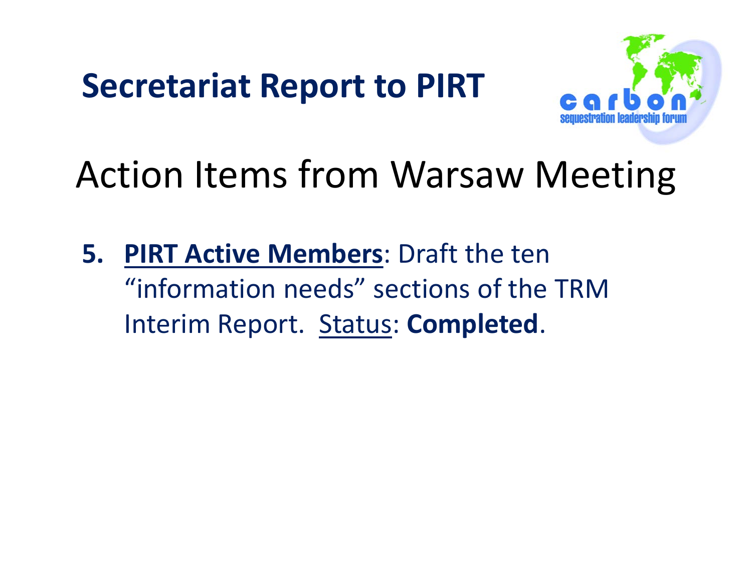# Secretariat Report to PIRT

## Action Items from Warsaw Meeting

5. **PIRT Active Members**: Draft the ten "information needs" sections of the TRM Interim Report. Status: **Completed**.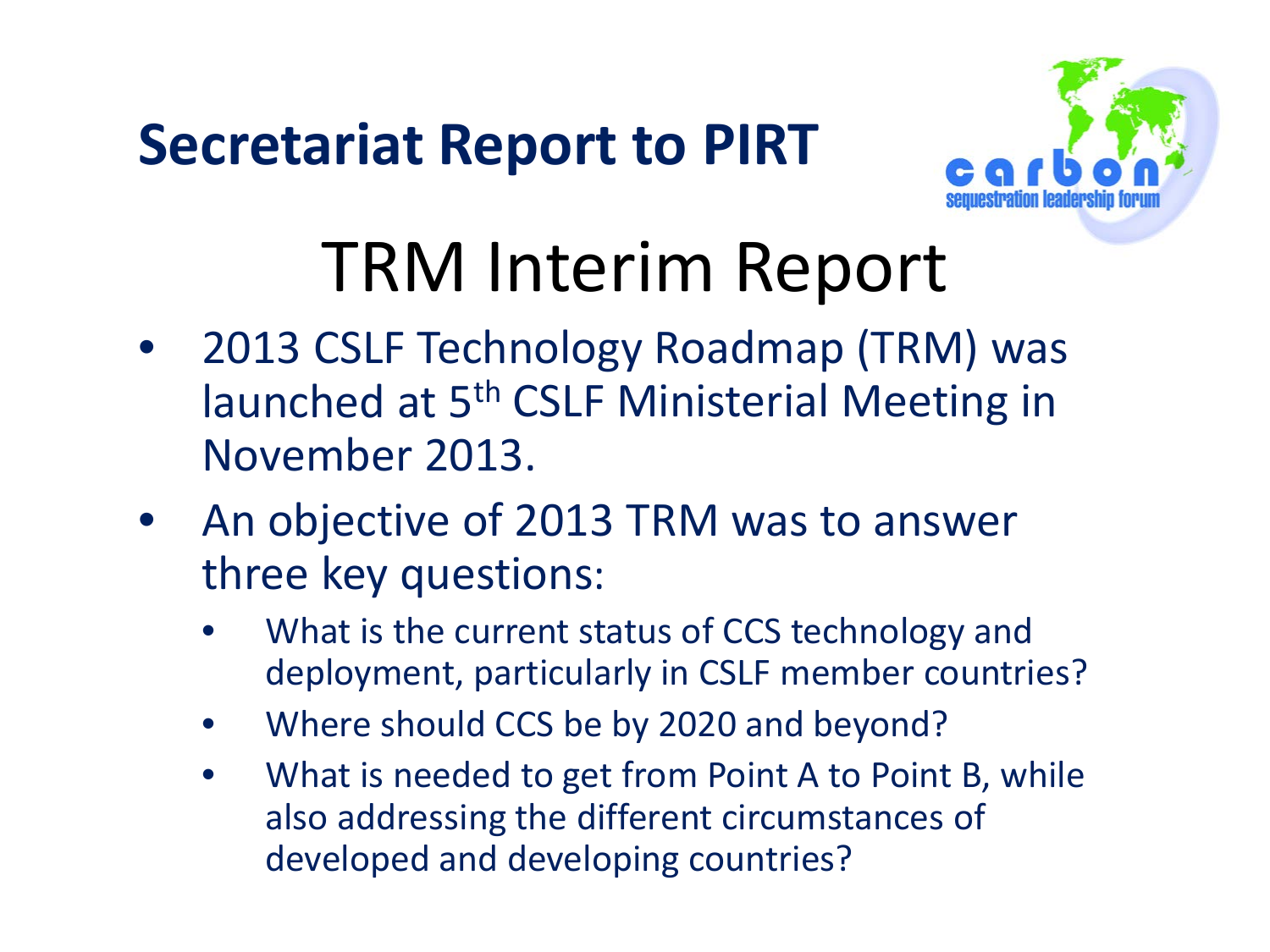# Secretariat Report to PIRT

## TRM Interim Report

- 2013 CSLF Technology Roadmap (TRM) was launched at 5th CSLF Ministerial Meeting in November 2013.
- An objective of 2013 TRM was to answer three key questions:
  - What is the current status of CCS technology and deployment, particularly in CSLF member countries?
  - Where should CCS be by 2020 and beyond?
  - What is needed to get from Point A to Point B, while also addressing the different circumstances of developed and developing countries?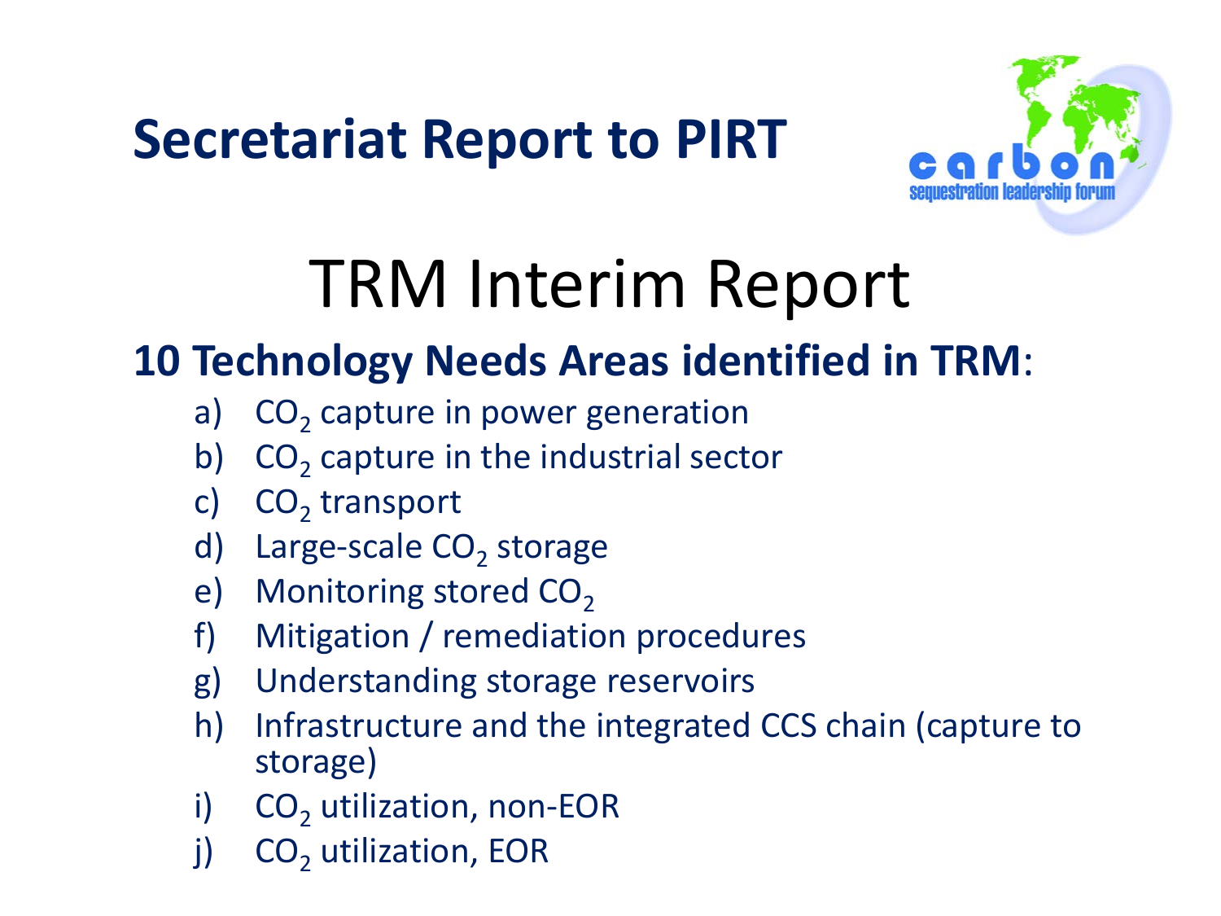# Secretariat Report to PIRT

## TRM Interim Report

### 10 Technology Needs Areas identified in TRM:

a) $CO_2$ capture in power generation
b) $CO_2$ capture in the industrial sector
c) $CO_2$ transport
d) Large-scale $CO_2$ storage
e) Monitoring stored $CO_2$
f) Mitigation / remediation procedures
g) Understanding storage reservoirs
h) Infrastructure and the integrated CCS chain (capture to storage)
i) $CO_2$ utilization, non-EOR
j) $CO_2$ utilization, EOR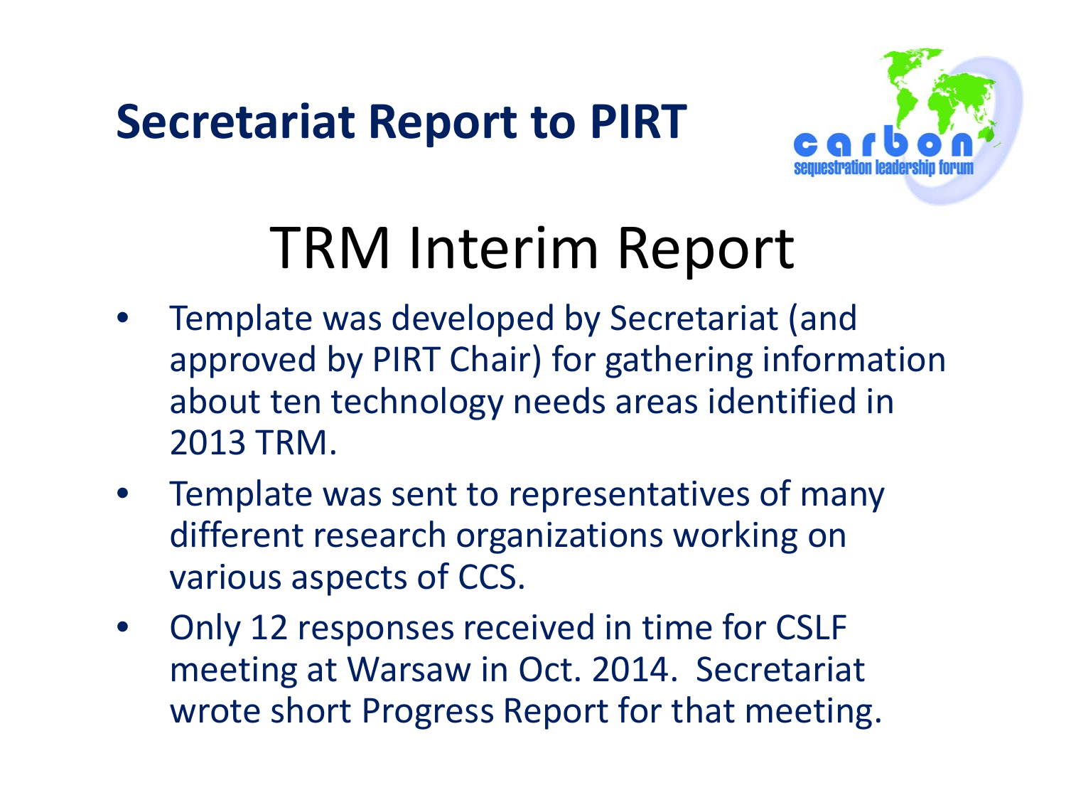# Secretariat Report to PIRT

## TRM Interim Report

- Template was developed by Secretariat (and approved by PIRT Chair) for gathering information about ten technology needs areas identified in 2013 TRM.
- Template was sent to representatives of many different research organizations working on various aspects of CCS.
- Only 12 responses received in time for CSLF meeting at Warsaw in Oct. 2014. Secretariat wrote short Progress Report for that meeting.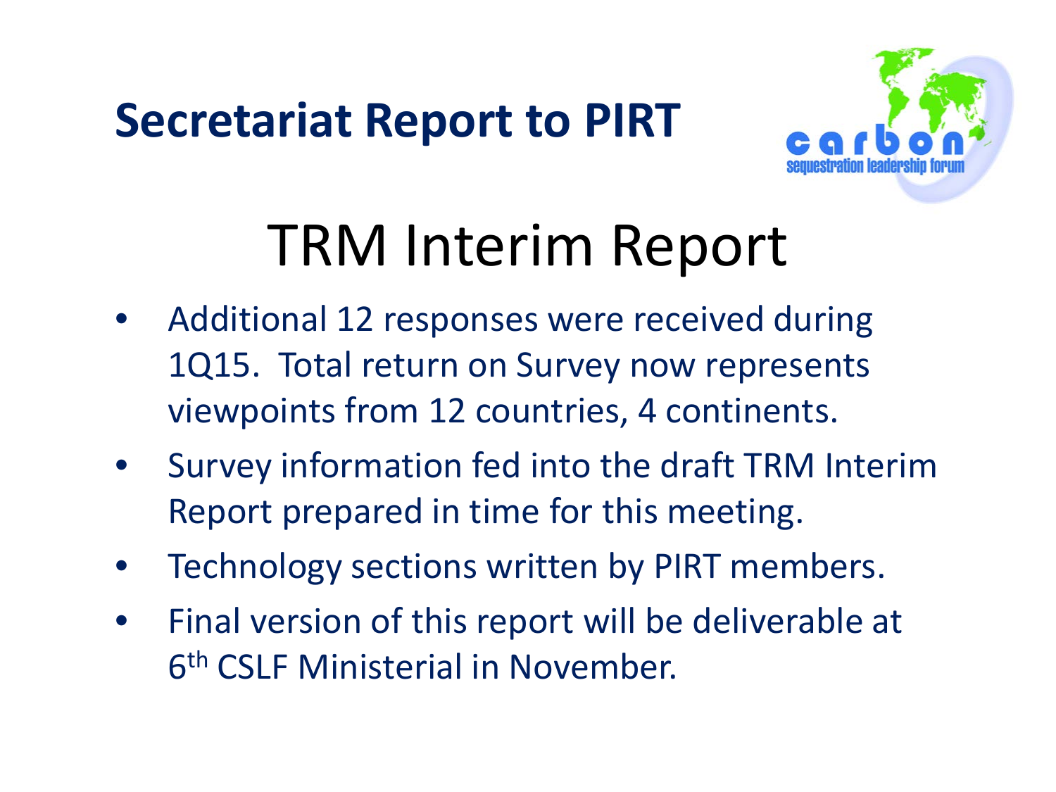# Secretariat Report to PIRT

## TRM Interim Report

- Additional 12 responses were received during 1Q15. Total return on Survey now represents viewpoints from 12 countries, 4 continents.
- Survey information fed into the draft TRM Interim Report prepared in time for this meeting.
- Technology sections written by PIRT members.
- Final version of this report will be deliverable at 6th CSLF Ministerial in November.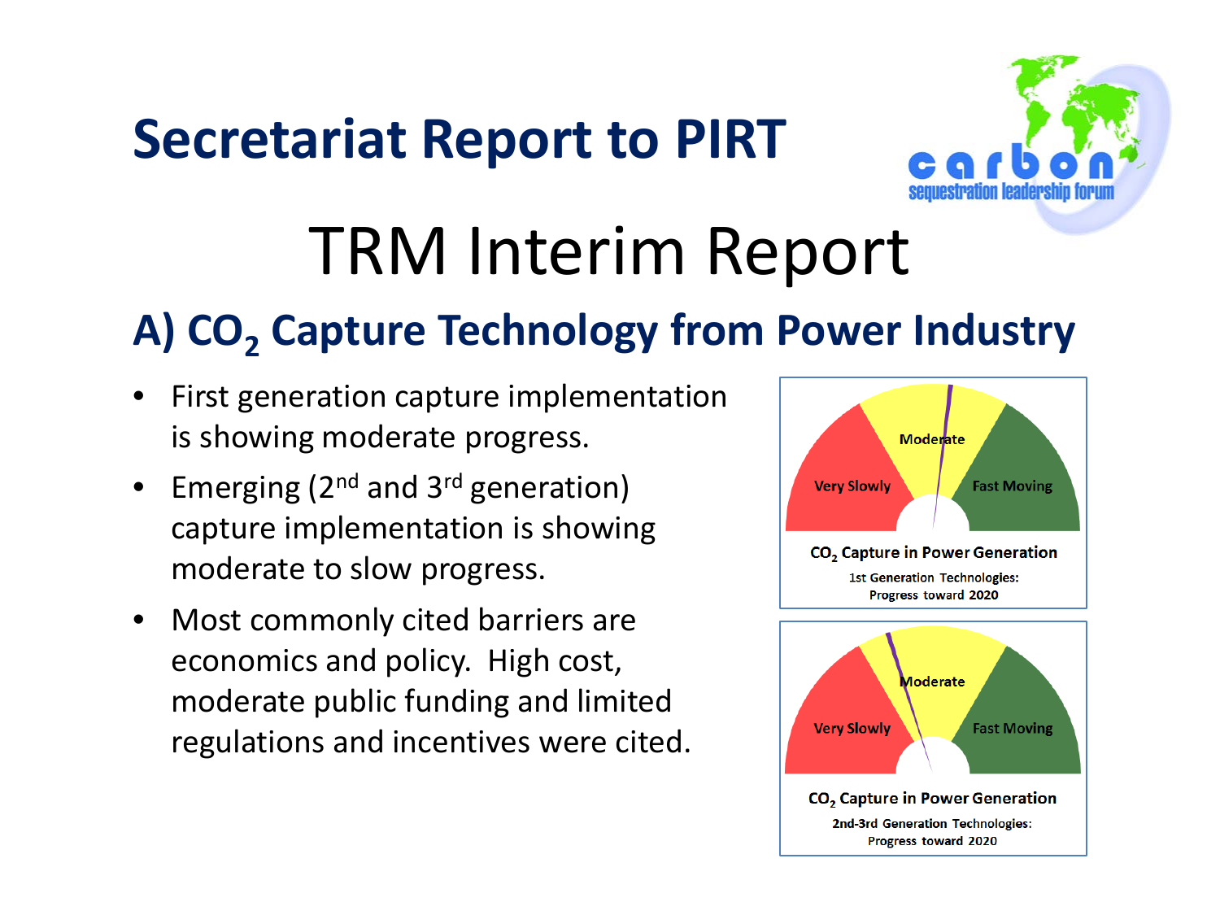# Secretariat Report to PIRT

carbon sequestration leadership forum

## TRM Interim Report

### A) $CO_2$ Capture Technology from Power Industry

- First generation capture implementation is showing moderate progress.
- Emerging (2nd and 3rd generation) capture implementation is showing moderate to slow progress.
- Most commonly cited barriers are economics and policy. High cost, moderate public funding and limited regulations and incentives were cited.

Very Slowly | Moderate | Fast Moving

**$CO_2$ Capture in Power Generation**

1st Generation Technologies: Progress toward 2020

Very Slowly | Moderate | Fast Moving

**$CO_2$ Capture in Power Generation**

2nd-3rd Generation Technologies: Progress toward 2020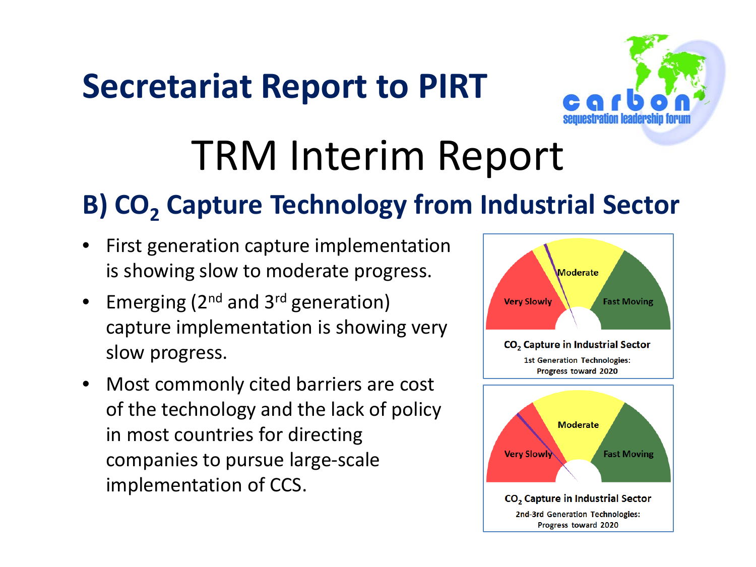# Secretariat Report to PIRT

carbon sequestration leadership forum

## TRM Interim Report

### B) $CO_2$ Capture Technology from Industrial Sector

- First generation capture implementation is showing slow to moderate progress.
- Emerging (2nd and 3rd generation) capture implementation is showing very slow progress.
- Most commonly cited barriers are cost of the technology and the lack of policy in most countries for directing companies to pursue large-scale implementation of CCS.

Very Slowly | Moderate | Fast Moving

**$CO_2$ Capture in Industrial Sector**

1st Generation Technologies: Progress toward 2020

Very Slowly | Moderate | Fast Moving

**$CO_2$ Capture in Industrial Sector**

2nd-3rd Generation Technologies: Progress toward 2020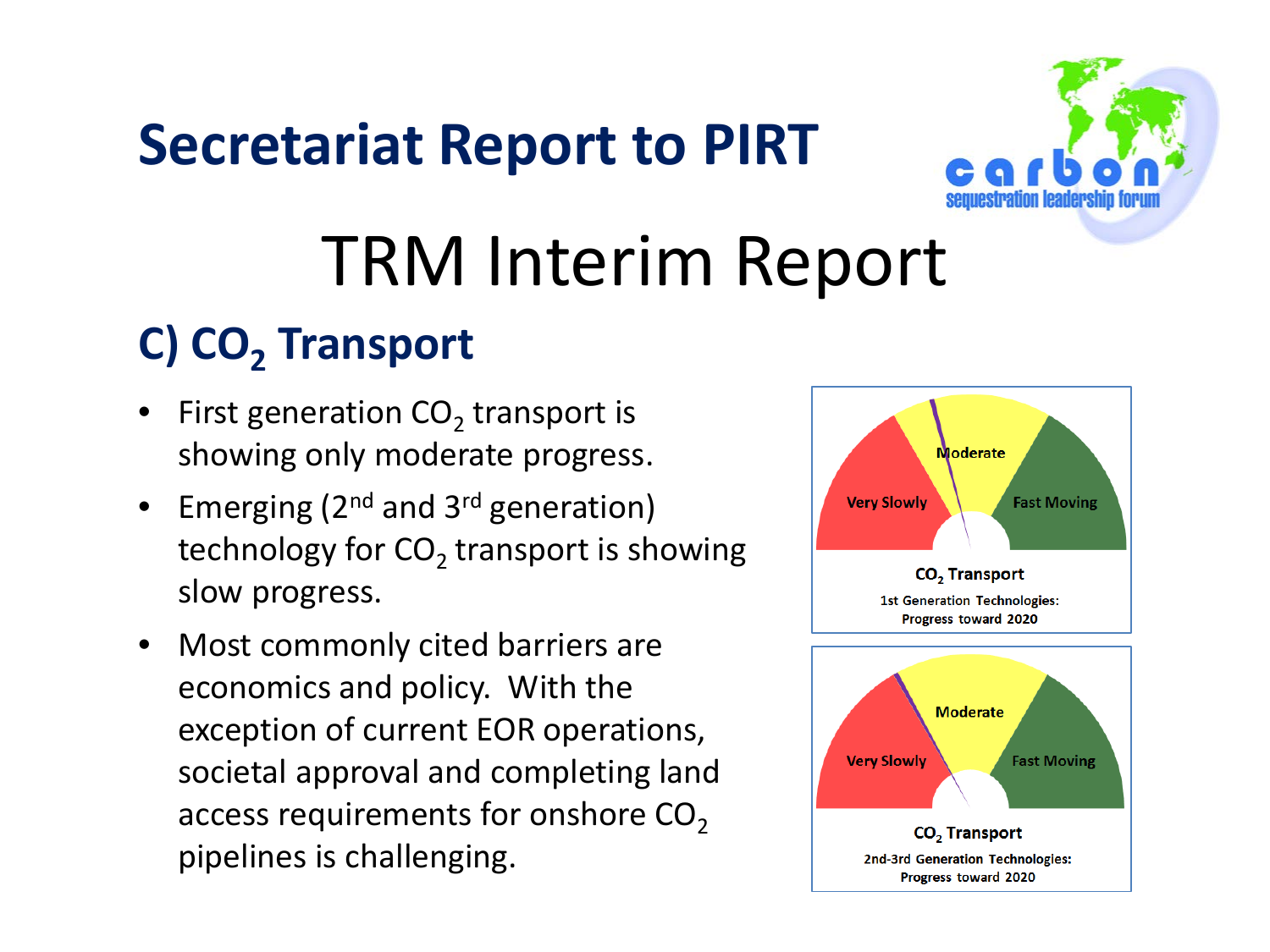# Secretariat Report to PIRT

# TRM Interim Report

## C) $CO_2$ Transport

- First generation $CO_2$ transport is showing only moderate progress.
- Emerging (2nd and 3rd generation) technology for $CO_2$ transport is showing slow progress.
- Most commonly cited barriers are economics and policy. With the exception of current EOR operations, societal approval and completing land access requirements for onshore $CO_2$ pipelines is challenging.

Very Slowly | Moderate | Fast Moving

**$CO_2$ Transport**
1st Generation Technologies: Progress toward 2020

Very Slowly | Moderate | Fast Moving

**$CO_2$ Transport**
2nd-3rd Generation Technologies: Progress toward 2020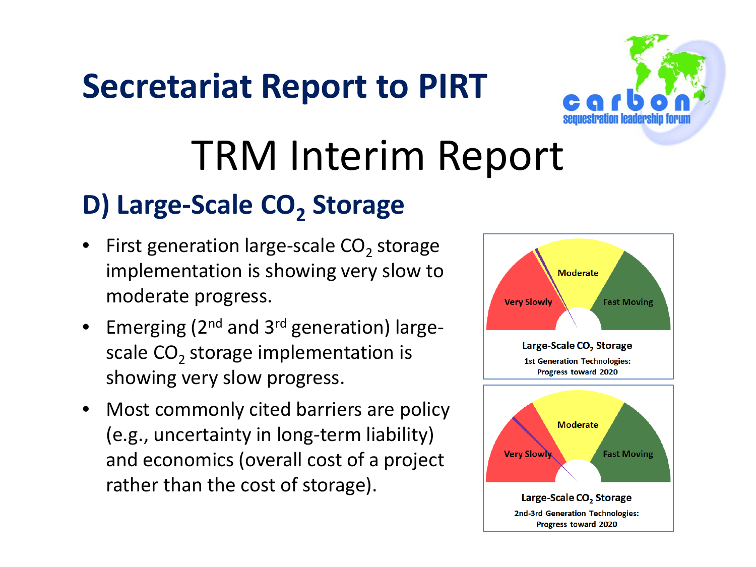# Secretariat Report to PIRT

## TRM Interim Report

### D) Large-Scale $CO_2$ Storage

- First generation large-scale $CO_2$ storage implementation is showing very slow to moderate progress.
- Emerging (2nd and 3rd generation) large-scale $CO_2$ storage implementation is showing very slow progress.
- Most commonly cited barriers are policy (e.g., uncertainty in long-term liability) and economics (overall cost of a project rather than the cost of storage).

Very Slowly | Moderate | Fast Moving

Large-Scale $CO_2$ Storage
1st Generation Technologies: Progress toward 2020

Very Slowly | Moderate | Fast Moving

Large-Scale $CO_2$ Storage
2nd-3rd Generation Technologies: Progress toward 2020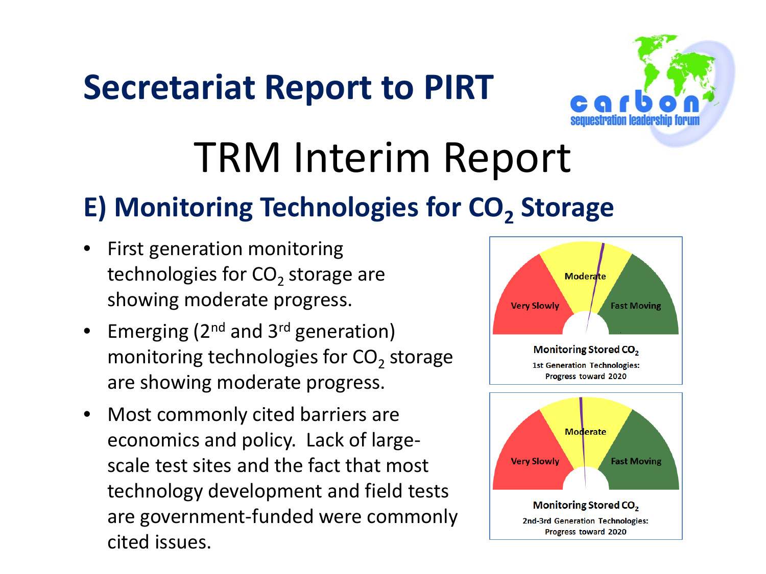# Secretariat Report to PIRT

## TRM Interim Report

### E) Monitoring Technologies for $CO_2$ Storage

- First generation monitoring technologies for $CO_2$ storage are showing moderate progress.
- Emerging (2nd and 3rd generation) monitoring technologies for $CO_2$ storage are showing moderate progress.
- Most commonly cited barriers are economics and policy. Lack of large-scale test sites and the fact that most technology development and field tests are government-funded were commonly cited issues.

Very Slowly | Moderate | Fast Moving

**Monitoring Stored $CO_2$**
1st Generation Technologies: Progress toward 2020

Very Slowly | Moderate | Fast Moving

**Monitoring Stored $CO_2$**
2nd-3rd Generation Technologies: Progress toward 2020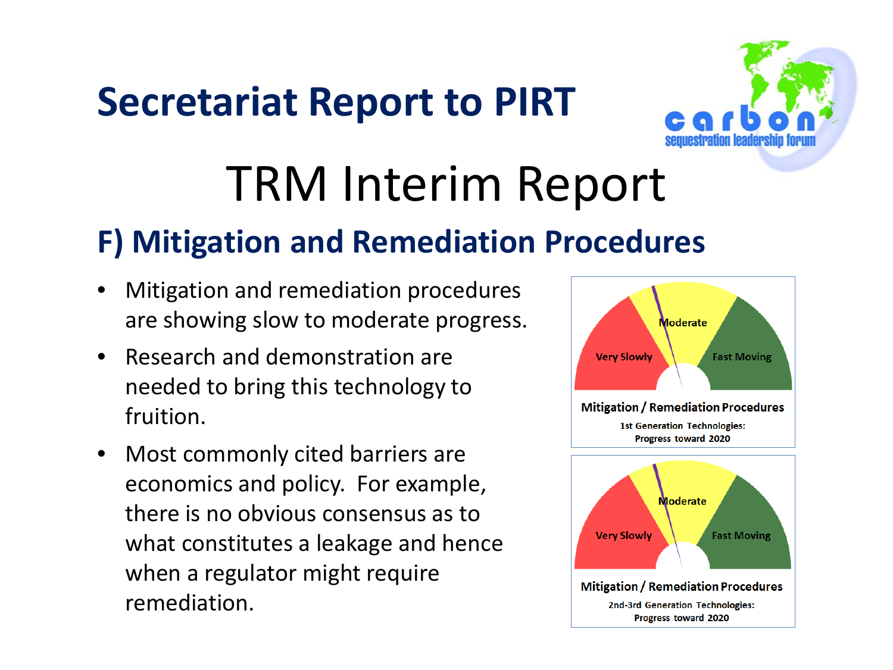# Secretariat Report to PIRT

# TRM Interim Report

## F) Mitigation and Remediation Procedures

- Mitigation and remediation procedures are showing slow to moderate progress.
- Research and demonstration are needed to bring this technology to fruition.
- Most commonly cited barriers are economics and policy. For example, there is no obvious consensus as to what constitutes a leakage and hence when a regulator might require remediation.

Very Slowly | Moderate | Fast Moving

**Mitigation / Remediation Procedures**

1st Generation Technologies: Progress toward 2020

Very Slowly | Moderate | Fast Moving

**Mitigation / Remediation Procedures**

2nd-3rd Generation Technologies: Progress toward 2020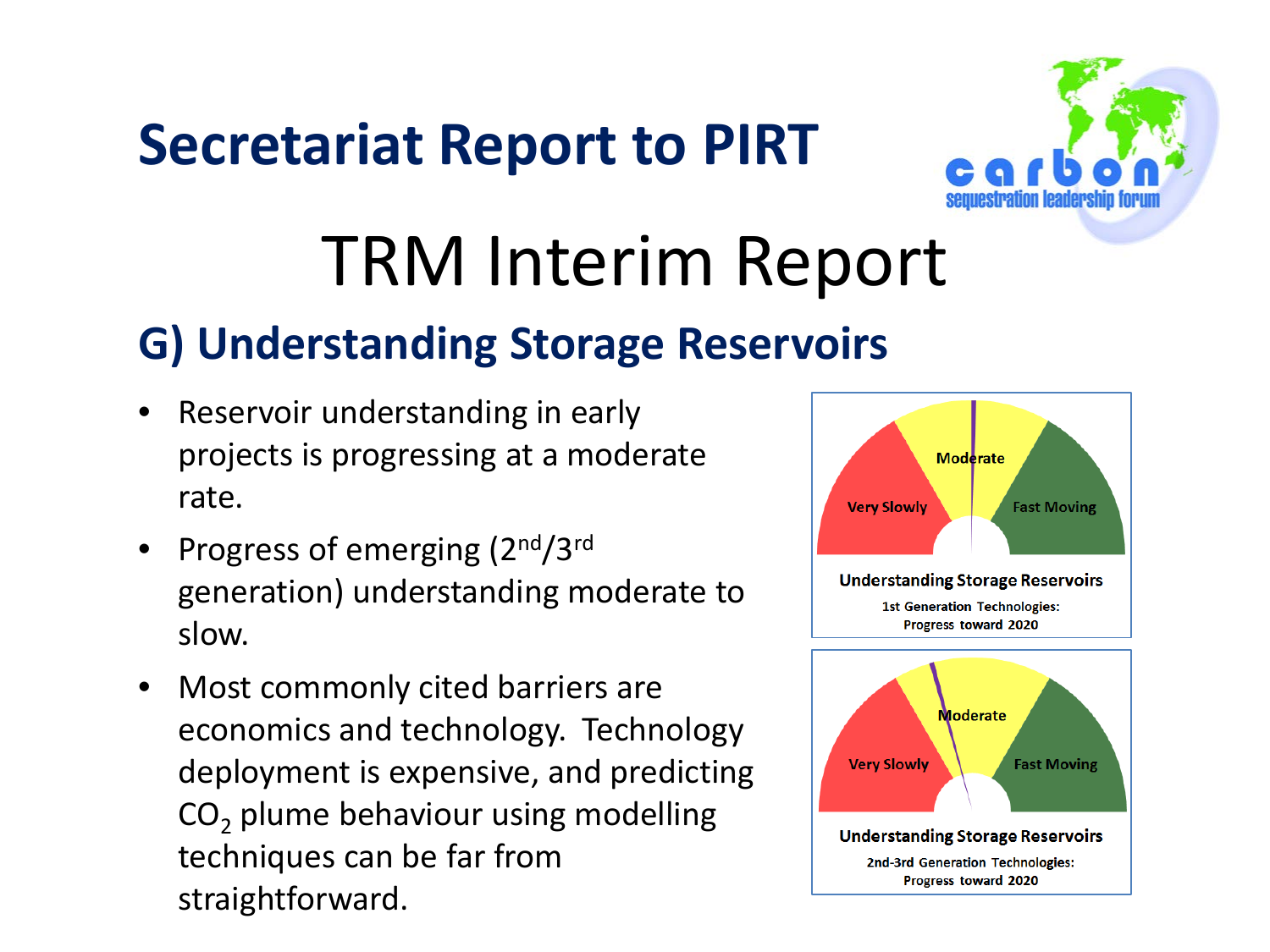# Secretariat Report to PIRT

## TRM Interim Report

### G) Understanding Storage Reservoirs

- Reservoir understanding in early projects is progressing at a moderate rate.
- Progress of emerging (2nd/3rd generation) understanding moderate to slow.
- Most commonly cited barriers are economics and technology. Technology deployment is expensive, and predicting $CO_2$ plume behaviour using modelling techniques can be far from straightforward.

Very Slowly | Moderate | Fast Moving

**Understanding Storage Reservoirs**

1st Generation Technologies: Progress toward 2020

Very Slowly | Moderate | Fast Moving

**Understanding Storage Reservoirs**

2nd-3rd Generation Technologies: Progress toward 2020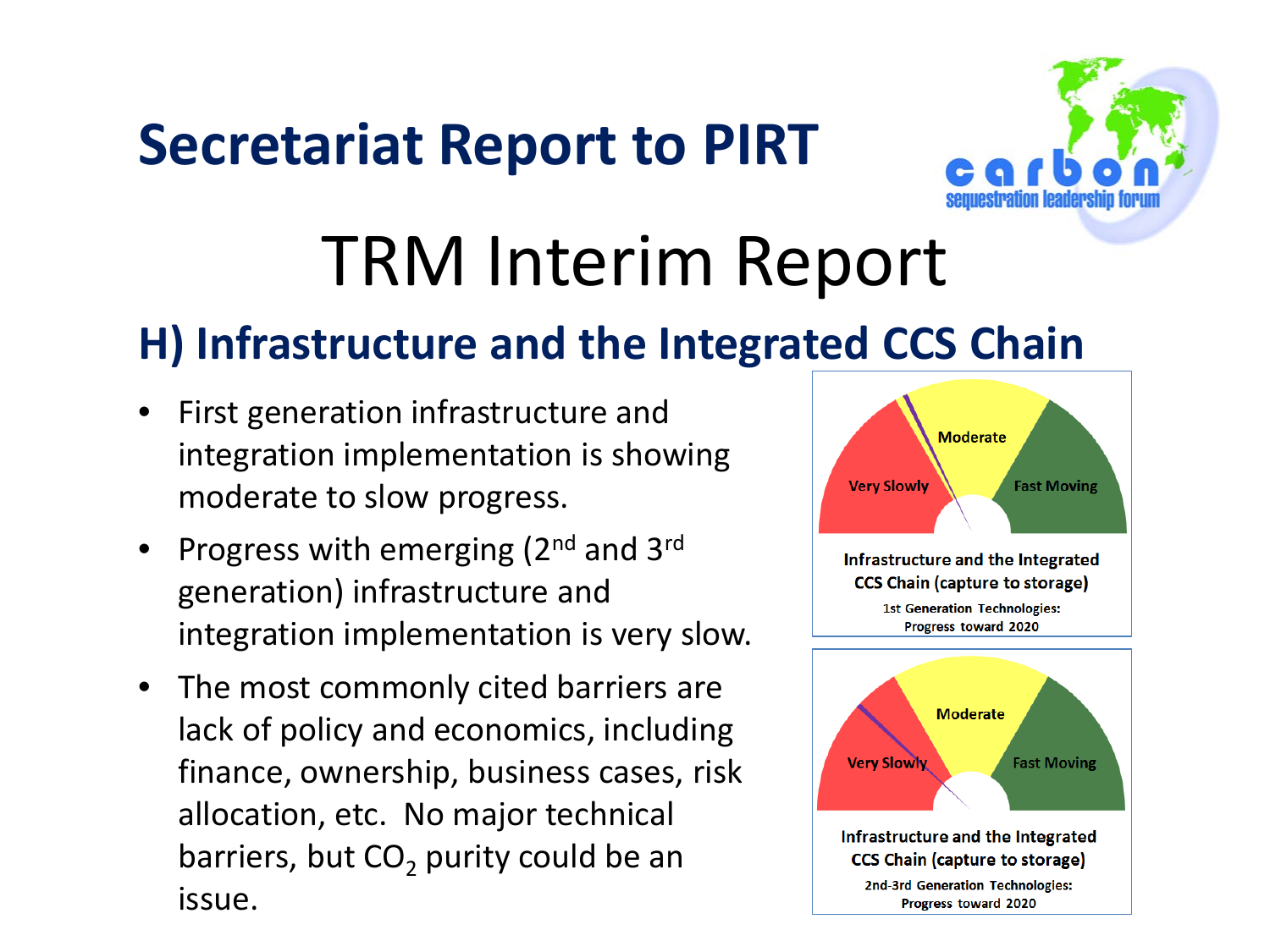# Secretariat Report to PIRT

## TRM Interim Report

### H) Infrastructure and the Integrated CCS Chain

- First generation infrastructure and integration implementation is showing moderate to slow progress.
- Progress with emerging (2nd and 3rd generation) infrastructure and integration implementation is very slow.
- The most commonly cited barriers are lack of policy and economics, including finance, ownership, business cases, risk allocation, etc. No major technical barriers, but $CO_2$ purity could be an issue.

Very Slowly | Moderate | Fast Moving

Infrastructure and the Integrated CCS Chain (capture to storage)

1st Generation Technologies: Progress toward 2020

Very Slowly | Moderate | Fast Moving

Infrastructure and the Integrated CCS Chain (capture to storage)

2nd-3rd Generation Technologies: Progress toward 2020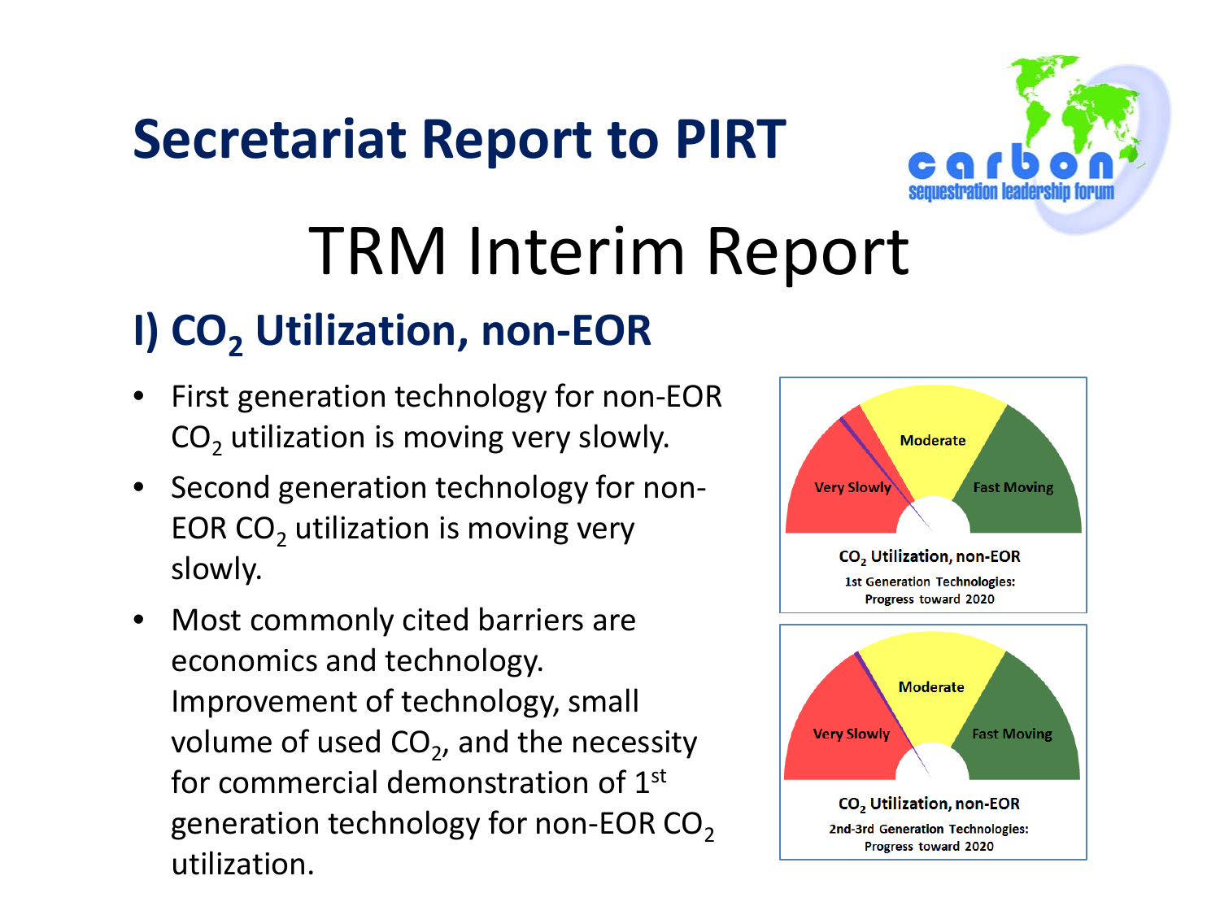# Secretariat Report to PIRT

## TRM Interim Report

### I) $CO_2$ Utilization, non-EOR

- First generation technology for non-EOR $CO_2$ utilization is moving very slowly.
- Second generation technology for non-EOR $CO_2$ utilization is moving very slowly.
- Most commonly cited barriers are economics and technology. Improvement of technology, small volume of used $CO_2$, and the necessity for commercial demonstration of 1st generation technology for non-EOR $CO_2$ utilization.

Very Slowly | Moderate | Fast Moving

$CO_2$ Utilization, non-EOR
1st Generation Technologies: Progress toward 2020

Very Slowly | Moderate | Fast Moving

$CO_2$ Utilization, non-EOR
2nd-3rd Generation Technologies: Progress toward 2020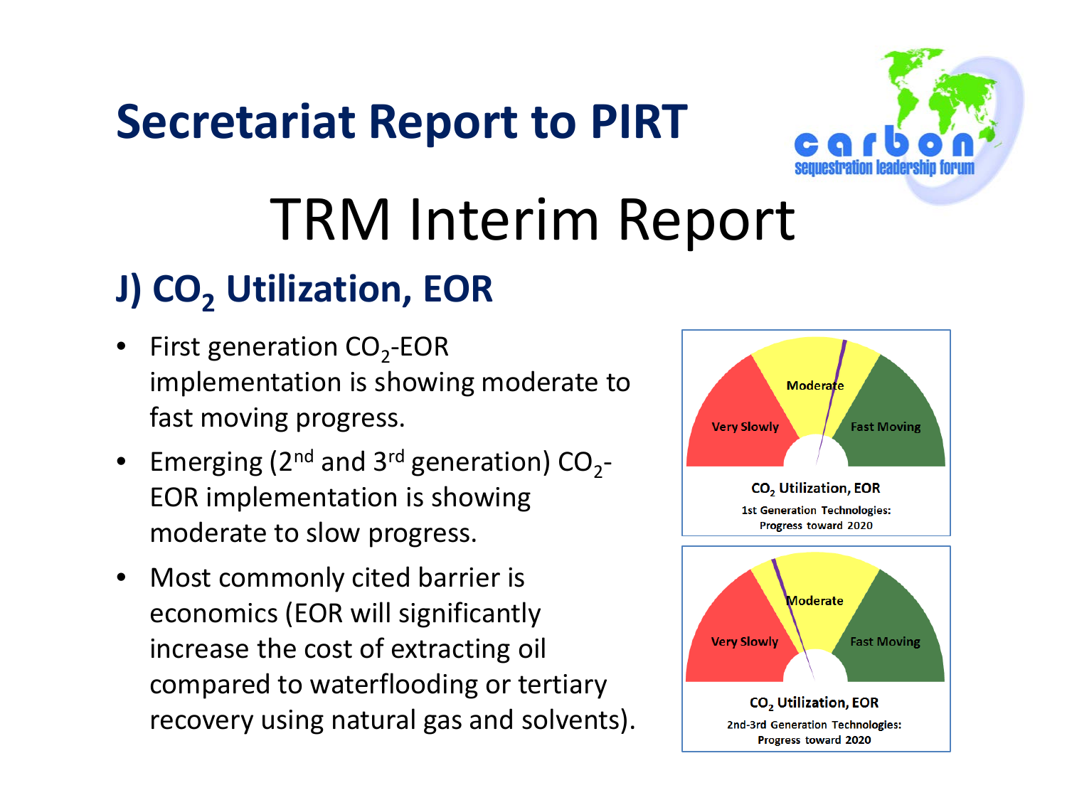# Secretariat Report to PIRT

## TRM Interim Report

### J) $CO_2$ Utilization, EOR

- First generation $CO_2$-EOR implementation is showing moderate to fast moving progress.
- Emerging (2nd and 3rd generation) $CO_2$-EOR implementation is showing moderate to slow progress.
- Most commonly cited barrier is economics (EOR will significantly increase the cost of extracting oil compared to waterflooding or tertiary recovery using natural gas and solvents).

Very Slowly | Moderate | Fast Moving

$CO_2$ Utilization, EOR

1st Generation Technologies: Progress toward 2020

Very Slowly | Moderate | Fast Moving

$CO_2$ Utilization, EOR

2nd-3rd Generation Technologies: Progress toward 2020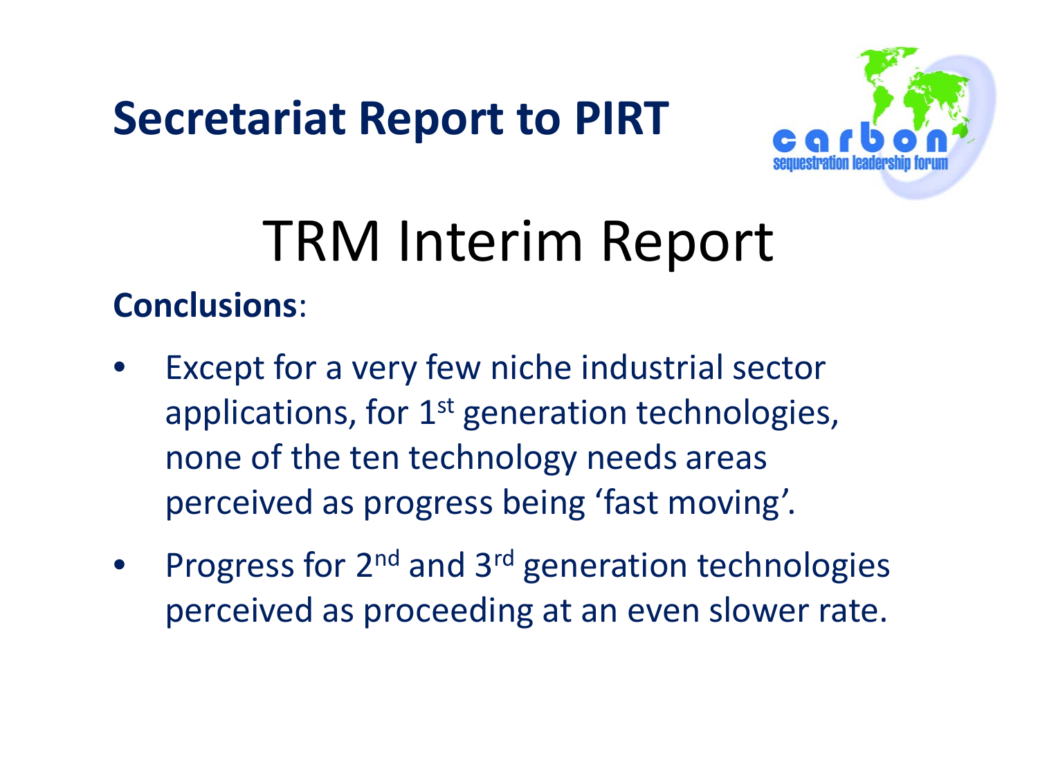# Secretariat Report to PIRT

## TRM Interim Report

**Conclusions**:

- Except for a very few niche industrial sector applications, for 1st generation technologies, none of the ten technology needs areas perceived as progress being 'fast moving'.
- Progress for 2nd and 3rd generation technologies perceived as proceeding at an even slower rate.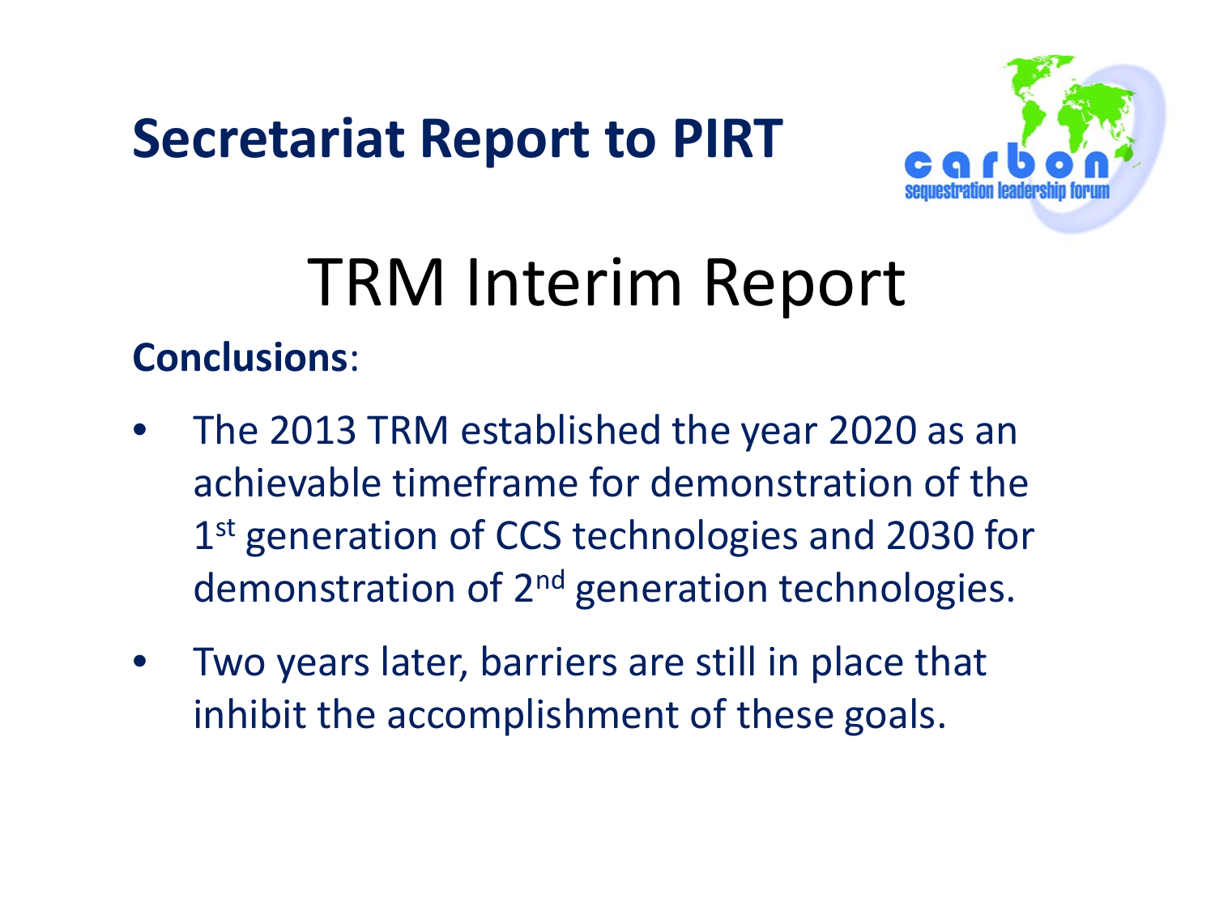# Secretariat Report to PIRT

## TRM Interim Report

**Conclusions**:

- The 2013 TRM established the year 2020 as an achievable timeframe for demonstration of the 1st generation of CCS technologies and 2030 for demonstration of 2nd generation technologies.
- Two years later, barriers are still in place that inhibit the accomplishment of these goals.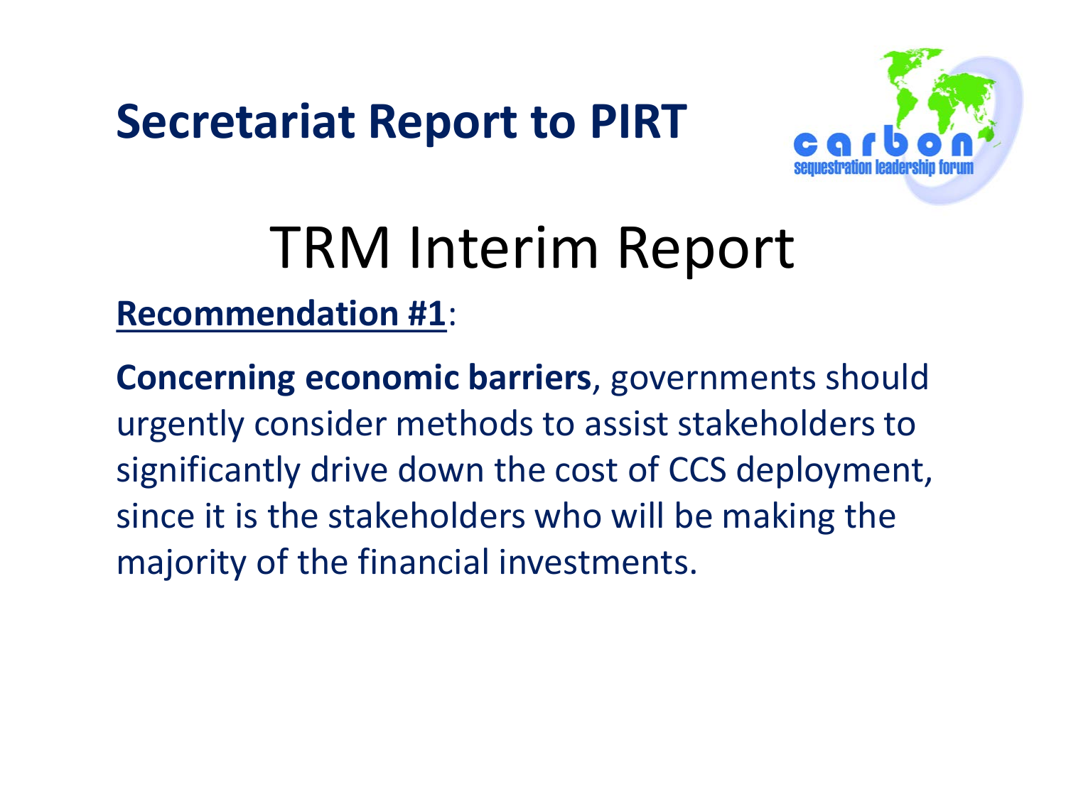# Secretariat Report to PIRT

## TRM Interim Report

**Recommendation #1**:

**Concerning economic barriers**, governments should urgently consider methods to assist stakeholders to significantly drive down the cost of CCS deployment, since it is the stakeholders who will be making the majority of the financial investments.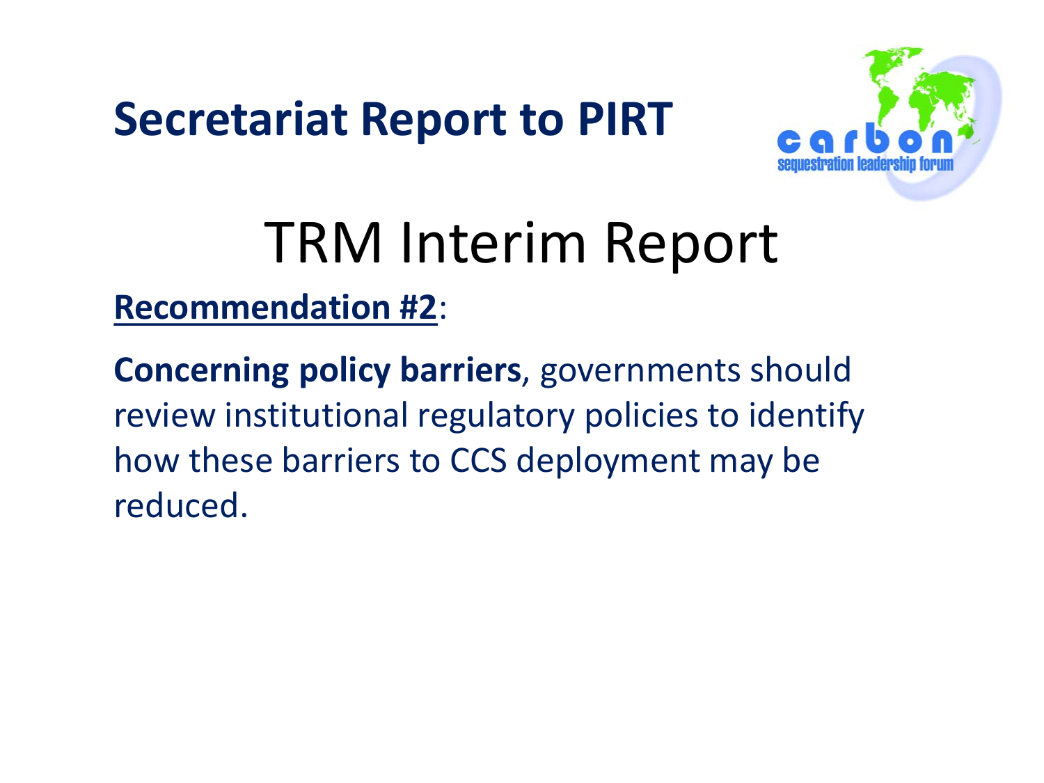# Secretariat Report to PIRT

## TRM Interim Report

**Recommendation #2**:

**Concerning policy barriers**, governments should review institutional regulatory policies to identify how these barriers to CCS deployment may be reduced.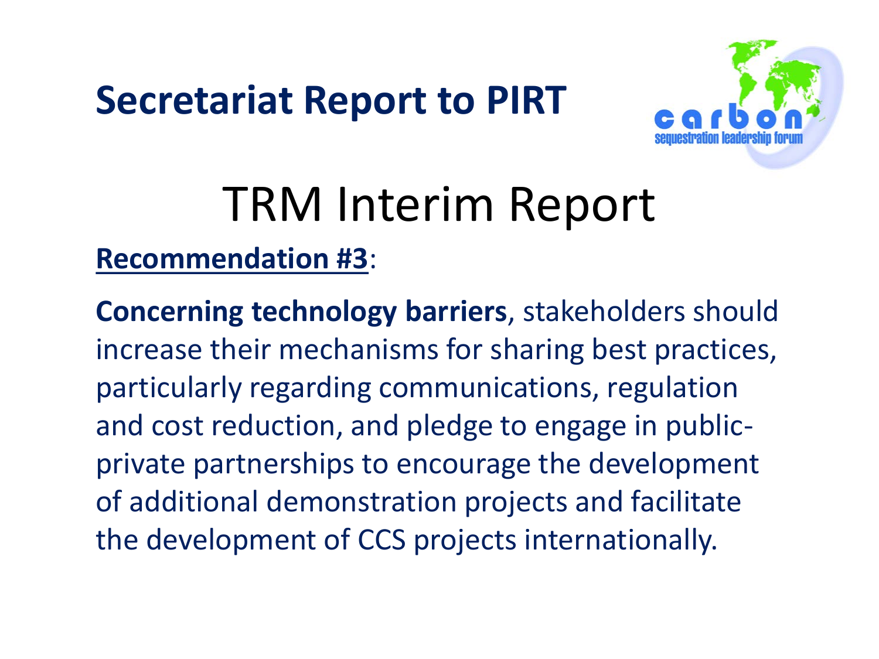# Secretariat Report to PIRT

## TRM Interim Report

**Recommendation #3**:

**Concerning technology barriers**, stakeholders should increase their mechanisms for sharing best practices, particularly regarding communications, regulation and cost reduction, and pledge to engage in public-private partnerships to encourage the development of additional demonstration projects and facilitate the development of CCS projects internationally.